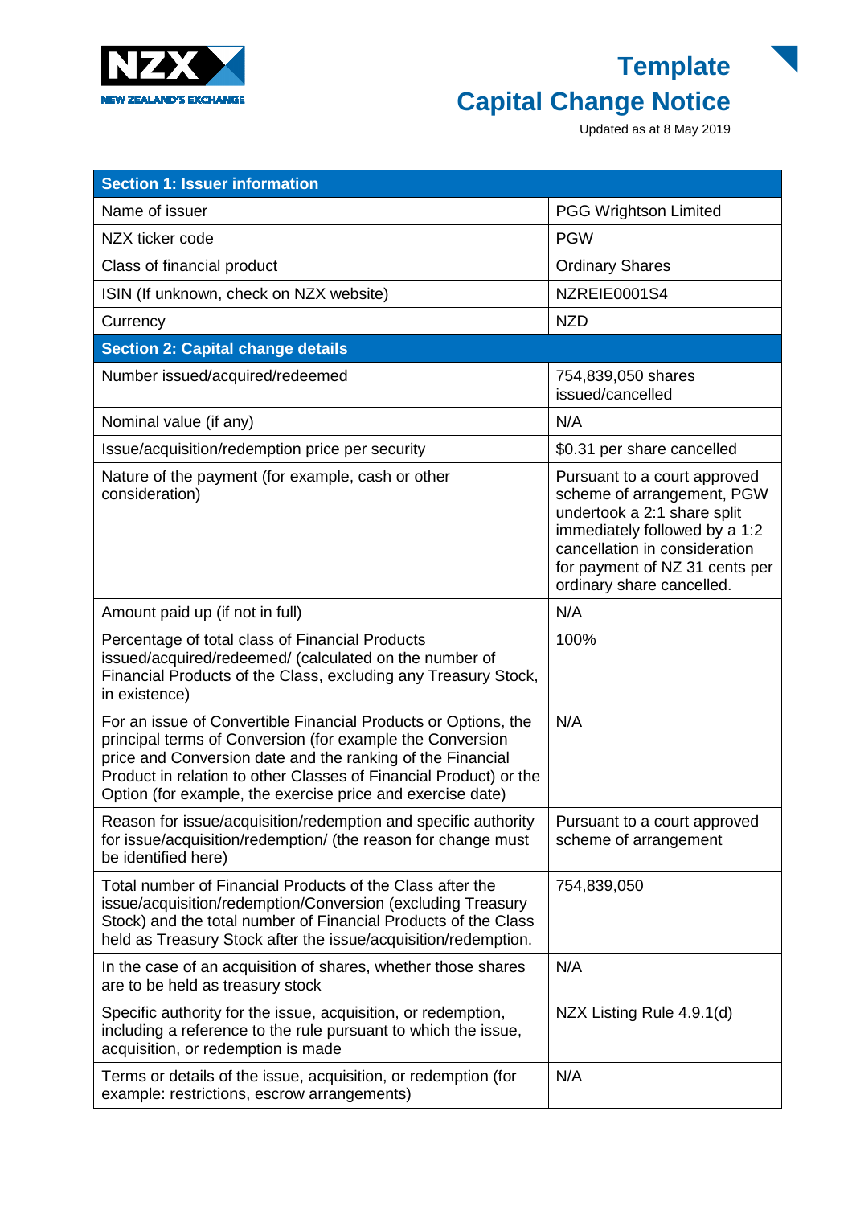NZX NEW ZEALAND'S EXCHANGE

# Template
# Capital Change Notice

Updated as at 8 May 2019

| Section 1: Issuer information | |
|---|---|
| Name of issuer | PGG Wrightson Limited |
| NZX ticker code | PGW |
| Class of financial product | Ordinary Shares |
| ISIN (If unknown, check on NZX website) | NZREIE0001S4 |
| Currency | NZD |
| **Section 2: Capital change details** | |
| Number issued/acquired/redeemed | 754,839,050 shares issued/cancelled |
| Nominal value (if any) | N/A |
| Issue/acquisition/redemption price per security | $0.31 per share cancelled |
| Nature of the payment (for example, cash or other consideration) | Pursuant to a court approved scheme of arrangement, PGW undertook a 2:1 share split immediately followed by a 1:2 cancellation in consideration for payment of NZ 31 cents per ordinary share cancelled. |
| Amount paid up (if not in full) | N/A |
| Percentage of total class of Financial Products issued/acquired/redeemed/ (calculated on the number of Financial Products of the Class, excluding any Treasury Stock, in existence) | 100% |
| For an issue of Convertible Financial Products or Options, the principal terms of Conversion (for example the Conversion price and Conversion date and the ranking of the Financial Product in relation to other Classes of Financial Product) or the Option (for example, the exercise price and exercise date) | N/A |
| Reason for issue/acquisition/redemption and specific authority for issue/acquisition/redemption/ (the reason for change must be identified here) | Pursuant to a court approved scheme of arrangement |
| Total number of Financial Products of the Class after the issue/acquisition/redemption/Conversion (excluding Treasury Stock) and the total number of Financial Products of the Class held as Treasury Stock after the issue/acquisition/redemption. | 754,839,050 |
| In the case of an acquisition of shares, whether those shares are to be held as treasury stock | N/A |
| Specific authority for the issue, acquisition, or redemption, including a reference to the rule pursuant to which the issue, acquisition, or redemption is made | NZX Listing Rule 4.9.1(d) |
| Terms or details of the issue, acquisition, or redemption (for example: restrictions, escrow arrangements) | N/A |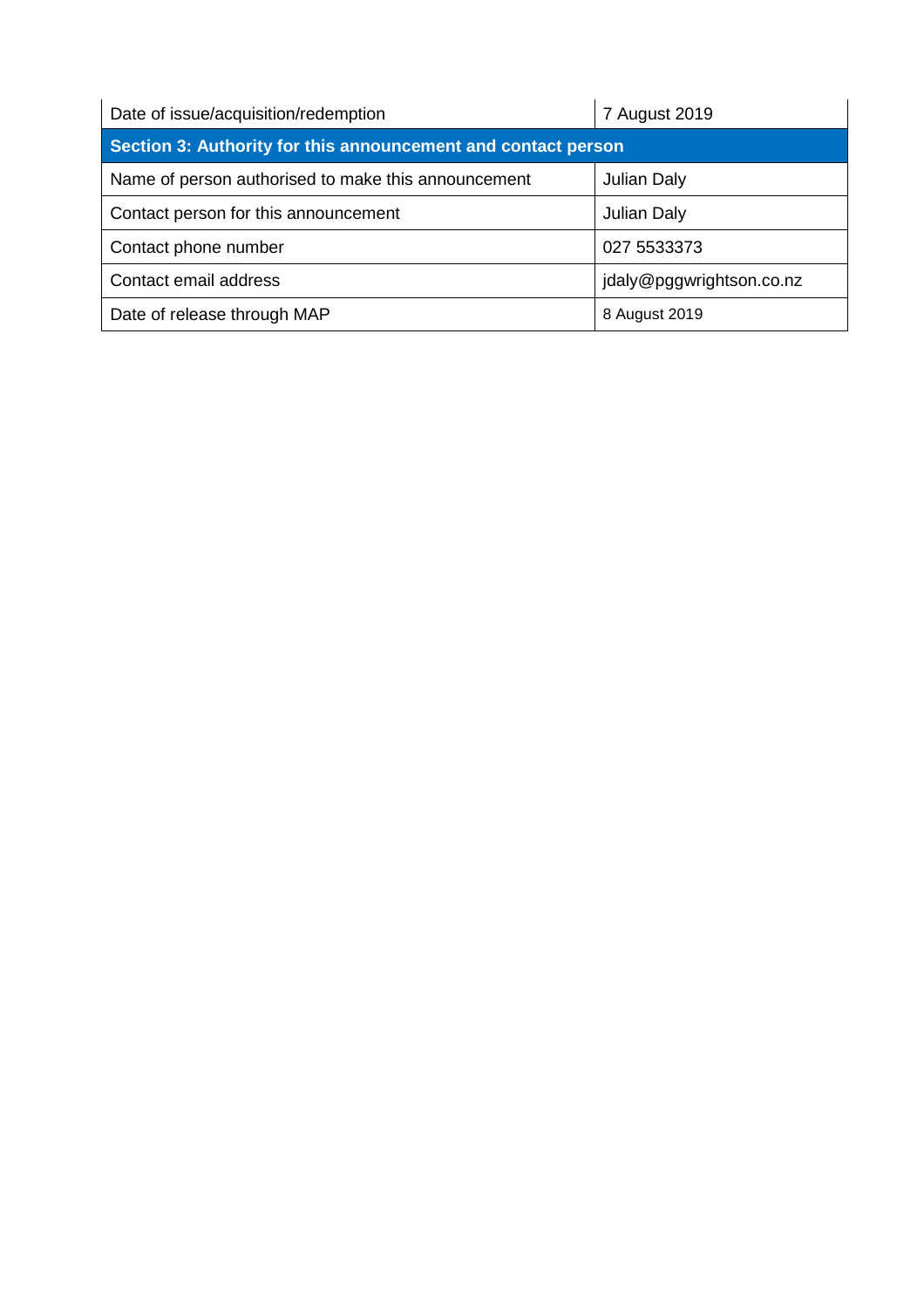| | |
|---|---|
| Date of issue/acquisition/redemption | 7 August 2019 |
| **Section 3: Authority for this announcement and contact person** | |
| Name of person authorised to make this announcement | Julian Daly |
| Contact person for this announcement | Julian Daly |
| Contact phone number | 027 5533373 |
| Contact email address | jdaly@pggwrightson.co.nz |
| Date of release through MAP | 8 August 2019 |